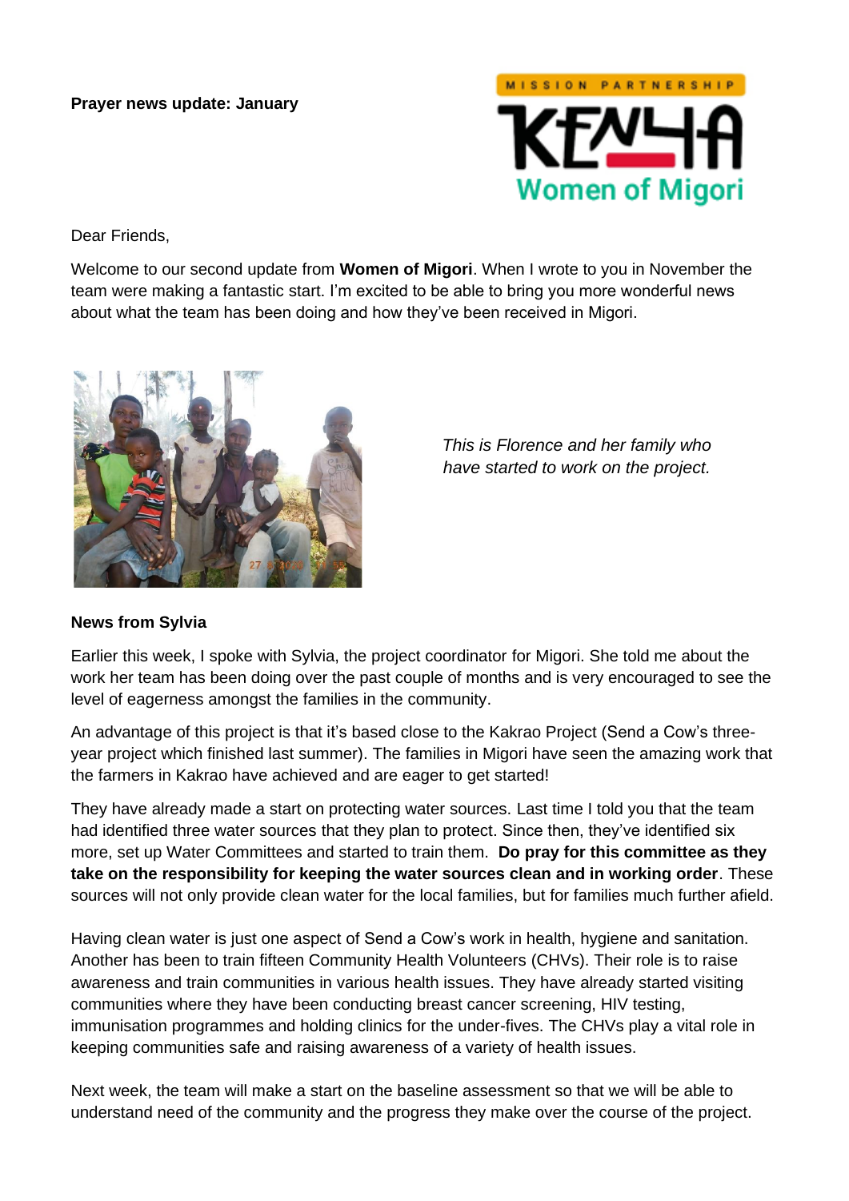**Prayer news update: January**

MISSION PARTNERSHIP

KENYA

Women of Migori

Dear Friends,

Welcome to our second update from **Women of Migori**. When I wrote to you in November the team were making a fantastic start. I'm excited to be able to bring you more wonderful news about what the team has been doing and how they've been received in Migori.

*This is Florence and her family who have started to work on the project.*

**News from Sylvia**

Earlier this week, I spoke with Sylvia, the project coordinator for Migori. She told me about the work her team has been doing over the past couple of months and is very encouraged to see the level of eagerness amongst the families in the community.

An advantage of this project is that it's based close to the Kakrao Project (Send a Cow's three-year project which finished last summer). The families in Migori have seen the amazing work that the farmers in Kakrao have achieved and are eager to get started!

They have already made a start on protecting water sources. Last time I told you that the team had identified three water sources that they plan to protect. Since then, they've identified six more, set up Water Committees and started to train them. **Do pray for this committee as they take on the responsibility for keeping the water sources clean and in working order**. These sources will not only provide clean water for the local families, but for families much further afield.

Having clean water is just one aspect of Send a Cow's work in health, hygiene and sanitation. Another has been to train fifteen Community Health Volunteers (CHVs). Their role is to raise awareness and train communities in various health issues. They have already started visiting communities where they have been conducting breast cancer screening, HIV testing, immunisation programmes and holding clinics for the under-fives. The CHVs play a vital role in keeping communities safe and raising awareness of a variety of health issues.

Next week, the team will make a start on the baseline assessment so that we will be able to understand need of the community and the progress they make over the course of the project.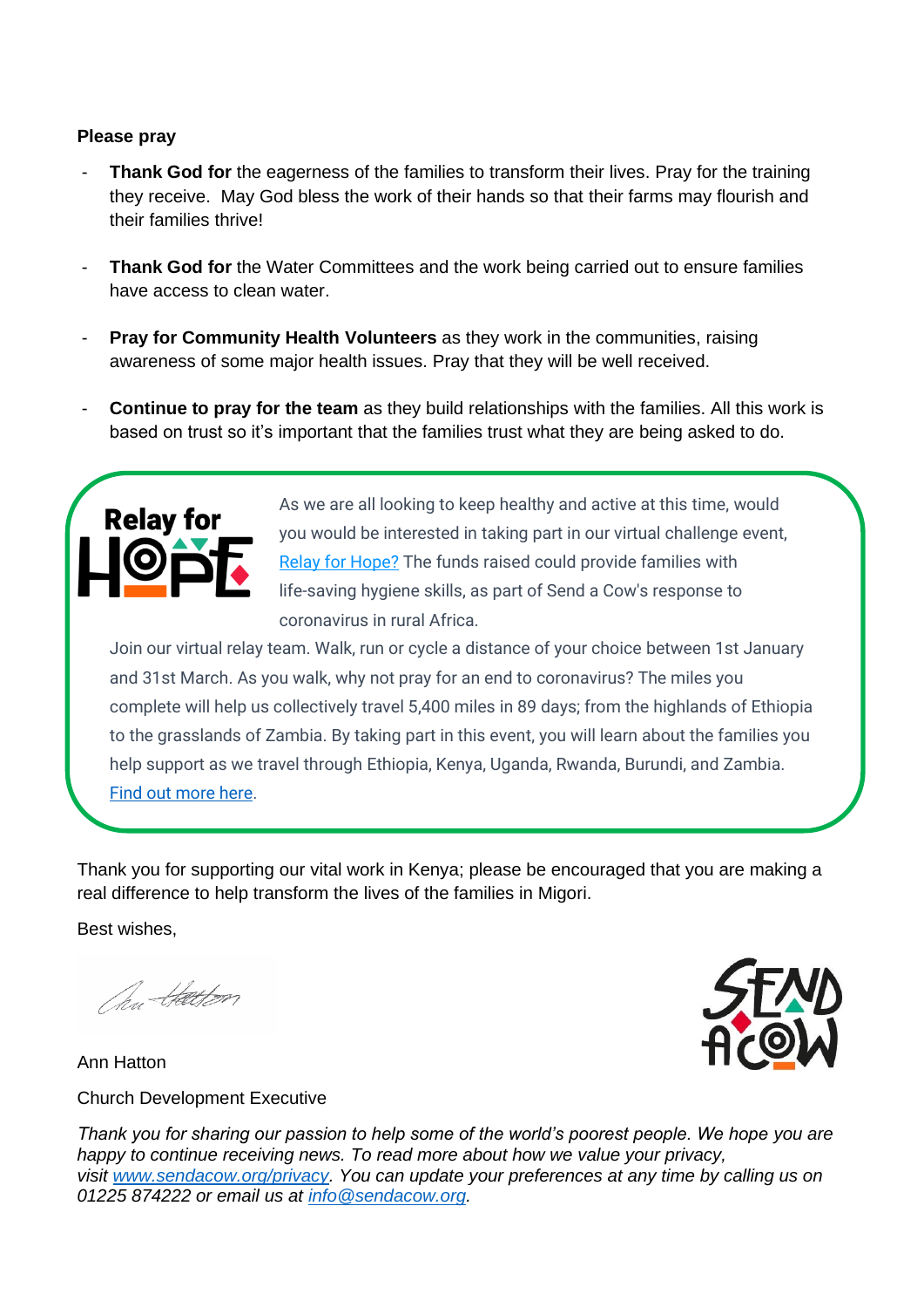**Please pray**

- **Thank God for** the eagerness of the families to transform their lives. Pray for the training they receive. May God bless the work of their hands so that their farms may flourish and their families thrive!
- **Thank God for** the Water Committees and the work being carried out to ensure families have access to clean water.
- **Pray for Community Health Volunteers** as they work in the communities, raising awareness of some major health issues. Pray that they will be well received.
- **Continue to pray for the team** as they build relationships with the families. All this work is based on trust so it's important that the families trust what they are being asked to do.

Relay for HOPE

As we are all looking to keep healthy and active at this time, would you would be interested in taking part in our virtual challenge event, Relay for Hope? The funds raised could provide families with life-saving hygiene skills, as part of Send a Cow's response to coronavirus in rural Africa.

Join our virtual relay team. Walk, run or cycle a distance of your choice between 1st January and 31st March. As you walk, why not pray for an end to coronavirus? The miles you complete will help us collectively travel 5,400 miles in 89 days; from the highlands of Ethiopia to the grasslands of Zambia. By taking part in this event, you will learn about the families you help support as we travel through Ethiopia, Kenya, Uganda, Rwanda, Burundi, and Zambia. Find out more here.

Thank you for supporting our vital work in Kenya; please be encouraged that you are making a real difference to help transform the lives of the families in Migori.

Best wishes,

Ann Hatton

Church Development Executive

SEND A COW

*Thank you for sharing our passion to help some of the world's poorest people. We hope you are happy to continue receiving news. To read more about how we value your privacy, visit www.sendacow.org/privacy. You can update your preferences at any time by calling us on 01225 874222 or email us at info@sendacow.org.*